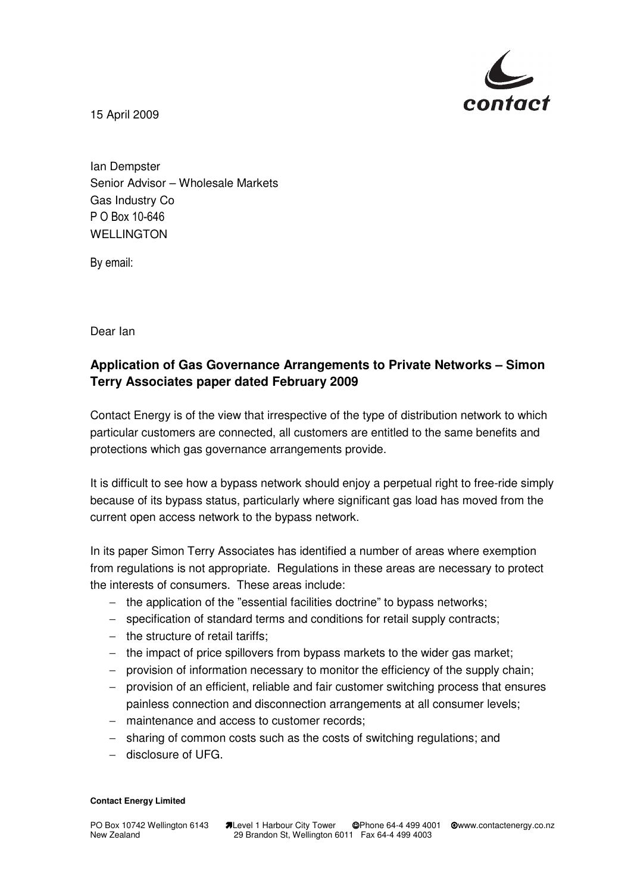15 April 2009

Ian Dempster
Senior Advisor – Wholesale Markets
Gas Industry Co
P O Box 10-646
WELLINGTON

By email:

Dear Ian

**Application of Gas Governance Arrangements to Private Networks – Simon Terry Associates paper dated February 2009**

Contact Energy is of the view that irrespective of the type of distribution network to which particular customers are connected, all customers are entitled to the same benefits and protections which gas governance arrangements provide.

It is difficult to see how a bypass network should enjoy a perpetual right to free-ride simply because of its bypass status, particularly where significant gas load has moved from the current open access network to the bypass network.

In its paper Simon Terry Associates has identified a number of areas where exemption from regulations is not appropriate. Regulations in these areas are necessary to protect the interests of consumers. These areas include:

- the application of the "essential facilities doctrine" to bypass networks;
- specification of standard terms and conditions for retail supply contracts;
- the structure of retail tariffs;
- the impact of price spillovers from bypass markets to the wider gas market;
- provision of information necessary to monitor the efficiency of the supply chain;
- provision of an efficient, reliable and fair customer switching process that ensures painless connection and disconnection arrangements at all consumer levels;
- maintenance and access to customer records;
- sharing of common costs such as the costs of switching regulations; and
- disclosure of UFG.

**Contact Energy Limited**

PO Box 10742 Wellington 6143 New Zealand | Level 1 Harbour City Tower 29 Brandon St, Wellington 6011 | Phone 64-4 499 4001 Fax 64-4 499 4003 | www.contactenergy.co.nz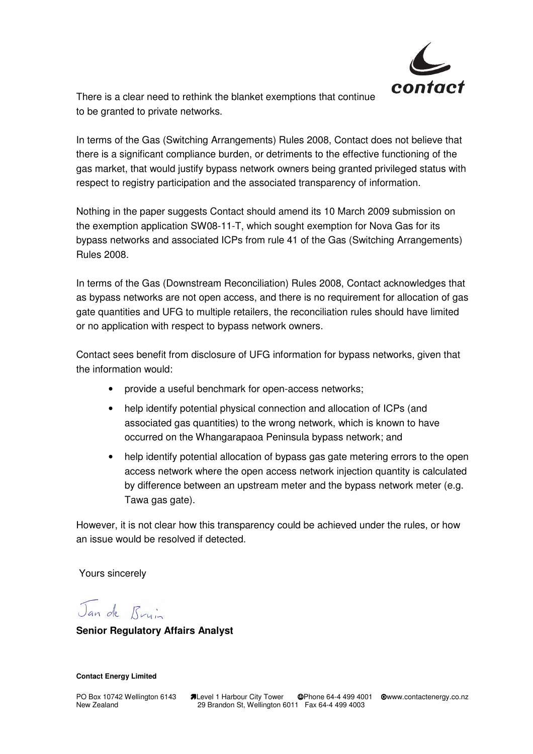There is a clear need to rethink the blanket exemptions that continue to be granted to private networks.

In terms of the Gas (Switching Arrangements) Rules 2008, Contact does not believe that there is a significant compliance burden, or detriments to the effective functioning of the gas market, that would justify bypass network owners being granted privileged status with respect to registry participation and the associated transparency of information.

Nothing in the paper suggests Contact should amend its 10 March 2009 submission on the exemption application SW08-11-T, which sought exemption for Nova Gas for its bypass networks and associated ICPs from rule 41 of the Gas (Switching Arrangements) Rules 2008.

In terms of the Gas (Downstream Reconciliation) Rules 2008, Contact acknowledges that as bypass networks are not open access, and there is no requirement for allocation of gas gate quantities and UFG to multiple retailers, the reconciliation rules should have limited or no application with respect to bypass network owners.

Contact sees benefit from disclosure of UFG information for bypass networks, given that the information would:

- provide a useful benchmark for open-access networks;
- help identify potential physical connection and allocation of ICPs (and associated gas quantities) to the wrong network, which is known to have occurred on the Whangarapaoa Peninsula bypass network; and
- help identify potential allocation of bypass gas gate metering errors to the open access network where the open access network injection quantity is calculated by difference between an upstream meter and the bypass network meter (e.g. Tawa gas gate).

However, it is not clear how this transparency could be achieved under the rules, or how an issue would be resolved if detected.

Yours sincerely

Jan de Bruin

**Senior Regulatory Affairs Analyst**

**Contact Energy Limited**

PO Box 10742 Wellington 6143 New Zealand | Level 1 Harbour City Tower 29 Brandon St, Wellington 6011 | Phone 64-4 499 4001 Fax 64-4 499 4003 | www.contactenergy.co.nz